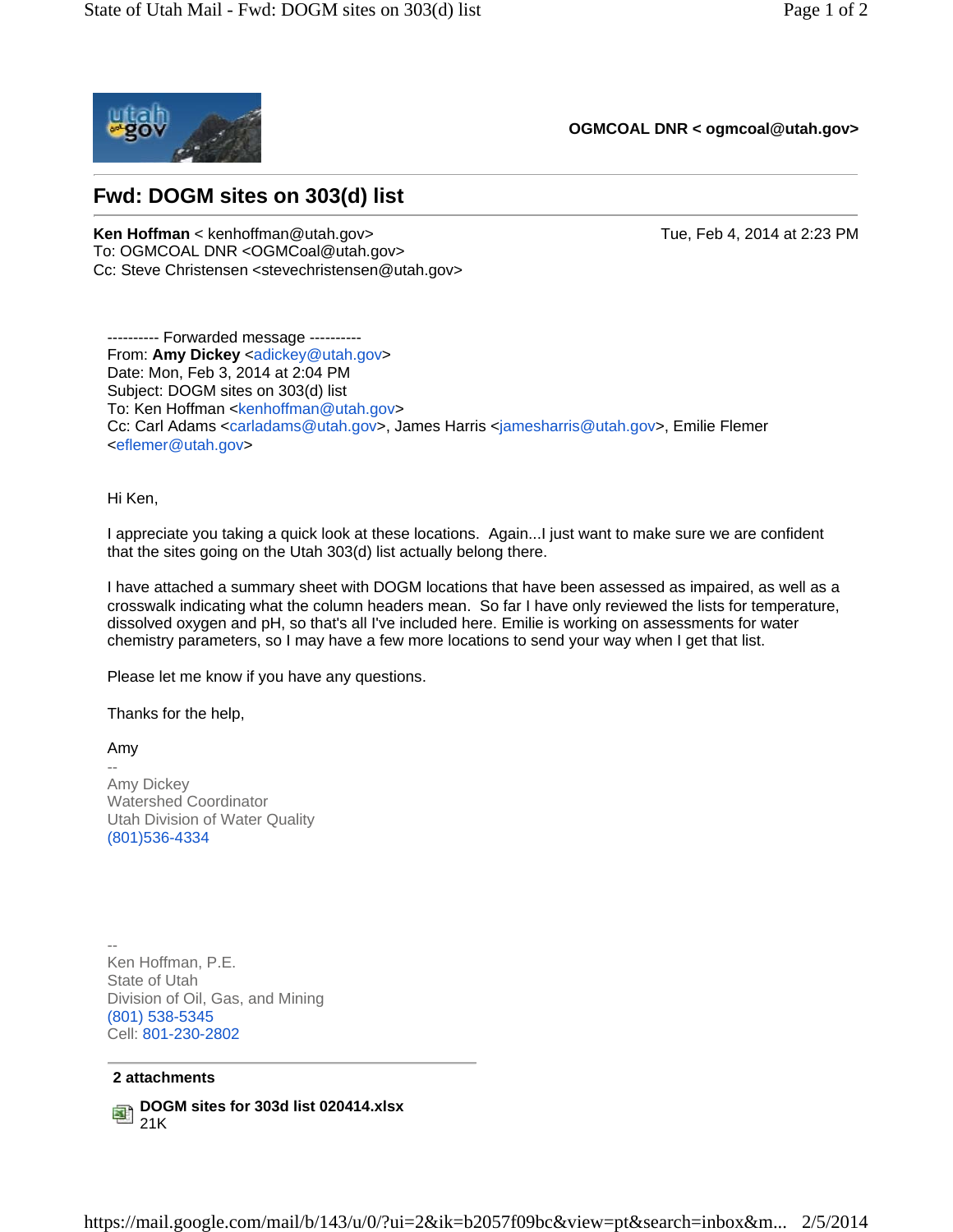**OGMCOAL DNR < ogmcoal@utah.gov>**

# Fwd: DOGM sites on 303(d) list

**Ken Hoffman** < kenhoffman@utah.gov> Tue, Feb 4, 2014 at 2:23 PM
To: OGMCOAL DNR <OGMCoal@utah.gov>
Cc: Steve Christensen <stevechristensen@utah.gov>

---------- Forwarded message ----------
From: **Amy Dickey** <adickey@utah.gov>
Date: Mon, Feb 3, 2014 at 2:04 PM
Subject: DOGM sites on 303(d) list
To: Ken Hoffman <kenhoffman@utah.gov>
Cc: Carl Adams <carladams@utah.gov>, James Harris <jamesharris@utah.gov>, Emilie Flemer <eflemer@utah.gov>

Hi Ken,

I appreciate you taking a quick look at these locations. Again...I just want to make sure we are confident that the sites going on the Utah 303(d) list actually belong there.

I have attached a summary sheet with DOGM locations that have been assessed as impaired, as well as a crosswalk indicating what the column headers mean. So far I have only reviewed the lists for temperature, dissolved oxygen and pH, so that's all I've included here. Emilie is working on assessments for water chemistry parameters, so I may have a few more locations to send your way when I get that list.

Please let me know if you have any questions.

Thanks for the help,

Amy
--
Amy Dickey
Watershed Coordinator
Utah Division of Water Quality
(801)536-4334

--
Ken Hoffman, P.E.
State of Utah
Division of Oil, Gas, and Mining
(801) 538-5345
Cell: 801-230-2802

**2 attachments**

**DOGM sites for 303d list 020414.xlsx**
21K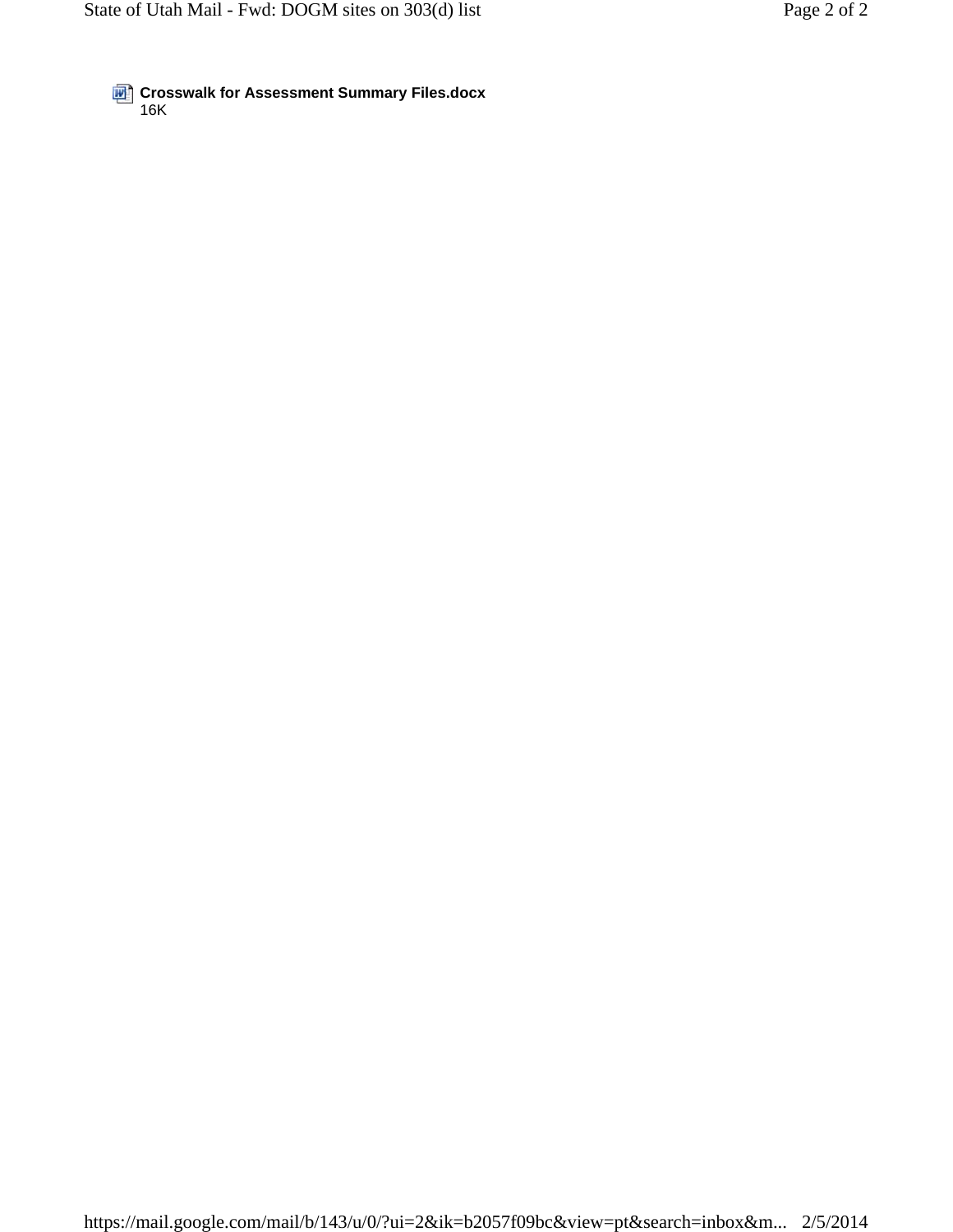**Crosswalk for Assessment Summary Files.docx**
16K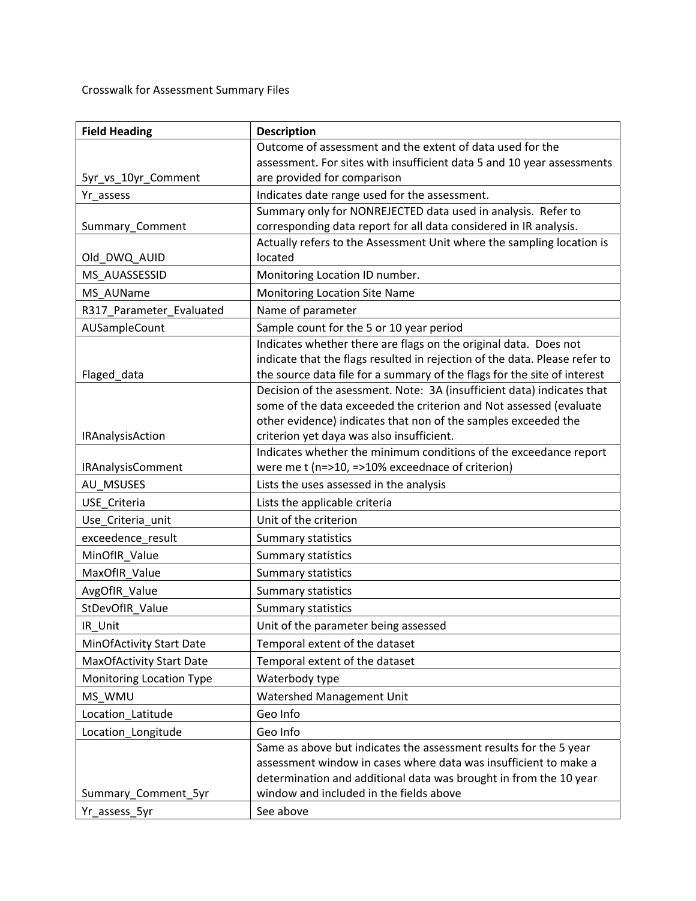Crosswalk for Assessment Summary Files

| Field Heading | Description |
|---|---|
| 5yr_vs_10yr_Comment | Outcome of assessment and the extent of data used for the assessment. For sites with insufficient data 5 and 10 year assessments are provided for comparison |
| Yr_assess | Indicates date range used for the assessment. |
| Summary_Comment | Summary only for NONREJECTED data used in analysis. Refer to corresponding data report for all data considered in IR analysis. |
| Old_DWQ_AUID | Actually refers to the Assessment Unit where the sampling location is located |
| MS_AUASSESSID | Monitoring Location ID number. |
| MS_AUName | Monitoring Location Site Name |
| R317_Parameter_Evaluated | Name of parameter |
| AUSampleCount | Sample count for the 5 or 10 year period |
| Flaged_data | Indicates whether there are flags on the original data. Does not indicate that the flags resulted in rejection of the data. Please refer to the source data file for a summary of the flags for the site of interest |
| IRAnalysisAction | Decision of the asessment. Note: 3A (insufficient data) indicates that some of the data exceeded the criterion and Not assessed (evaluate other evidence) indicates that non of the samples exceeded the criterion yet daya was also insufficient. |
| IRAnalysisComment | Indicates whether the minimum conditions of the exceedance report were me t (n=>10, =>10% exceednace of criterion) |
| AU_MSUSES | Lists the uses assessed in the analysis |
| USE_Criteria | Lists the applicable criteria |
| Use_Criteria_unit | Unit of the criterion |
| exceedence_result | Summary statistics |
| MinOfIR_Value | Summary statistics |
| MaxOfIR_Value | Summary statistics |
| AvgOfIR_Value | Summary statistics |
| StDevOfIR_Value | Summary statistics |
| IR_Unit | Unit of the parameter being assessed |
| MinOfActivity Start Date | Temporal extent of the dataset |
| MaxOfActivity Start Date | Temporal extent of the dataset |
| Monitoring Location Type | Waterbody type |
| MS_WMU | Watershed Management Unit |
| Location_Latitude | Geo Info |
| Location_Longitude | Geo Info |
| Summary_Comment_5yr | Same as above but indicates the assessment results for the 5 year assessment window in cases where data was insufficient to make a determination and additional data was brought in from the 10 year window and included in the fields above |
| Yr_assess_5yr | See above |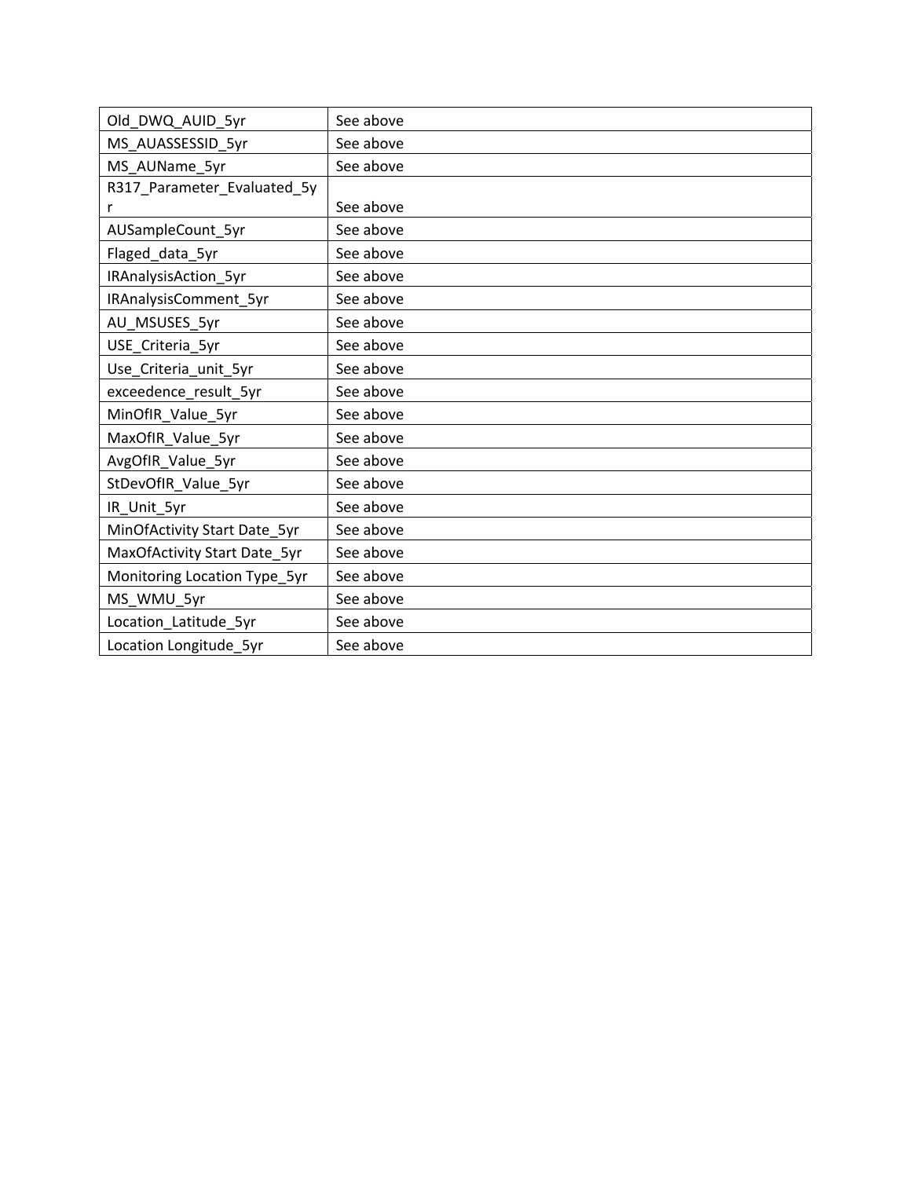| | |
|---|---|
| Old_DWQ_AUID_5yr | See above |
| MS_AUASSESSID_5yr | See above |
| MS_AUName_5yr | See above |
| R317_Parameter_Evaluated_5yr | See above |
| AUSampleCount_5yr | See above |
| Flaged_data_5yr | See above |
| IRAnalysisAction_5yr | See above |
| IRAnalysisComment_5yr | See above |
| AU_MSUSES_5yr | See above |
| USE_Criteria_5yr | See above |
| Use_Criteria_unit_5yr | See above |
| exceedence_result_5yr | See above |
| MinOfIR_Value_5yr | See above |
| MaxOfIR_Value_5yr | See above |
| AvgOfIR_Value_5yr | See above |
| StDevOfIR_Value_5yr | See above |
| IR_Unit_5yr | See above |
| MinOfActivity Start Date_5yr | See above |
| MaxOfActivity Start Date_5yr | See above |
| Monitoring Location Type_5yr | See above |
| MS_WMU_5yr | See above |
| Location_Latitude_5yr | See above |
| Location Longitude_5yr | See above |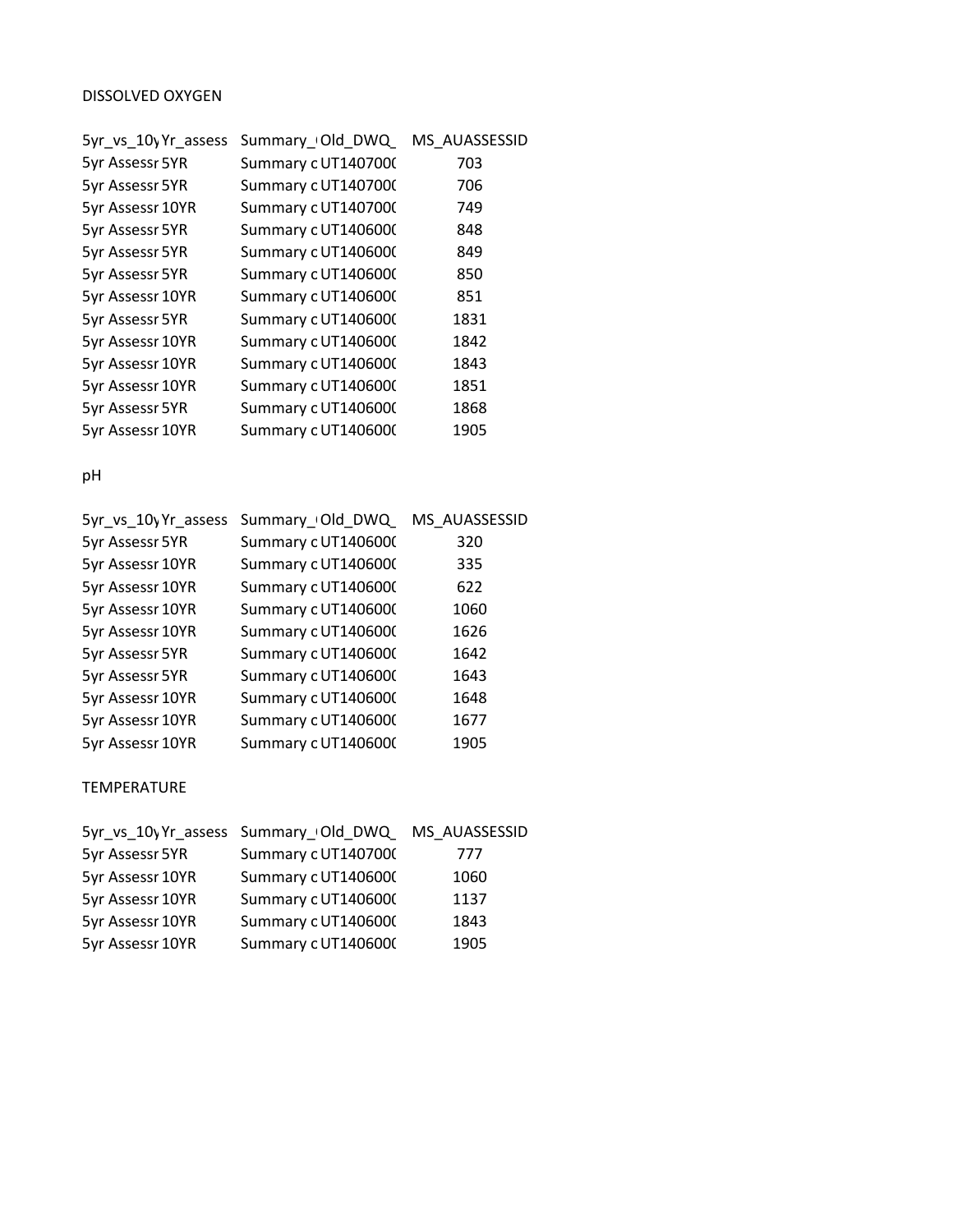DISSOLVED OXYGEN

| 5yr_vs_10y | Yr_assess | Summary_( | Old_DWQ_ | MS_AUASSESSID |
|---|---|---|---|---|
| 5yr Assessr | 5YR | Summary c | UT1407000 | 703 |
| 5yr Assessr | 5YR | Summary c | UT1407000 | 706 |
| 5yr Assessr | 10YR | Summary c | UT1407000 | 749 |
| 5yr Assessr | 5YR | Summary c | UT1406000 | 848 |
| 5yr Assessr | 5YR | Summary c | UT1406000 | 849 |
| 5yr Assessr | 5YR | Summary c | UT1406000 | 850 |
| 5yr Assessr | 10YR | Summary c | UT1406000 | 851 |
| 5yr Assessr | 5YR | Summary c | UT1406000 | 1831 |
| 5yr Assessr | 10YR | Summary c | UT1406000 | 1842 |
| 5yr Assessr | 10YR | Summary c | UT1406000 | 1843 |
| 5yr Assessr | 10YR | Summary c | UT1406000 | 1851 |
| 5yr Assessr | 5YR | Summary c | UT1406000 | 1868 |
| 5yr Assessr | 10YR | Summary c | UT1406000 | 1905 |

pH

| 5yr_vs_10y | Yr_assess | Summary_( | Old_DWQ_ | MS_AUASSESSID |
|---|---|---|---|---|
| 5yr Assessr | 5YR | Summary c | UT1406000 | 320 |
| 5yr Assessr | 10YR | Summary c | UT1406000 | 335 |
| 5yr Assessr | 10YR | Summary c | UT1406000 | 622 |
| 5yr Assessr | 10YR | Summary c | UT1406000 | 1060 |
| 5yr Assessr | 10YR | Summary c | UT1406000 | 1626 |
| 5yr Assessr | 5YR | Summary c | UT1406000 | 1642 |
| 5yr Assessr | 5YR | Summary c | UT1406000 | 1643 |
| 5yr Assessr | 10YR | Summary c | UT1406000 | 1648 |
| 5yr Assessr | 10YR | Summary c | UT1406000 | 1677 |
| 5yr Assessr | 10YR | Summary c | UT1406000 | 1905 |

TEMPERATURE

| 5yr_vs_10y | Yr_assess | Summary_( | Old_DWQ_ | MS_AUASSESSID |
|---|---|---|---|---|
| 5yr Assessr | 5YR | Summary c | UT1407000 | 777 |
| 5yr Assessr | 10YR | Summary c | UT1406000 | 1060 |
| 5yr Assessr | 10YR | Summary c | UT1406000 | 1137 |
| 5yr Assessr | 10YR | Summary c | UT1406000 | 1843 |
| 5yr Assessr | 10YR | Summary c | UT1406000 | 1905 |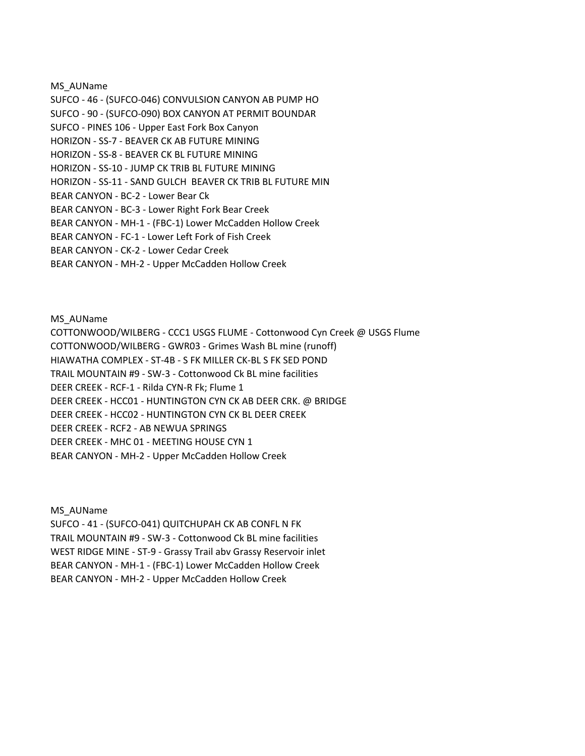MS_AUName
SUFCO - 46 - (SUFCO-046) CONVULSION CANYON AB PUMP HO
SUFCO - 90 - (SUFCO-090) BOX CANYON AT PERMIT BOUNDAR
SUFCO - PINES 106 - Upper East Fork Box Canyon
HORIZON - SS-7 - BEAVER CK AB FUTURE MINING
HORIZON - SS-8 - BEAVER CK BL FUTURE MINING
HORIZON - SS-10 - JUMP CK TRIB BL FUTURE MINING
HORIZON - SS-11 - SAND GULCH BEAVER CK TRIB BL FUTURE MIN
BEAR CANYON - BC-2 - Lower Bear Ck
BEAR CANYON - BC-3 - Lower Right Fork Bear Creek
BEAR CANYON - MH-1 - (FBC-1) Lower McCadden Hollow Creek
BEAR CANYON - FC-1 - Lower Left Fork of Fish Creek
BEAR CANYON - CK-2 - Lower Cedar Creek
BEAR CANYON - MH-2 - Upper McCadden Hollow Creek

MS_AUName
COTTONWOOD/WILBERG - CCC1 USGS FLUME - Cottonwood Cyn Creek @ USGS Flume
COTTONWOOD/WILBERG - GWR03 - Grimes Wash BL mine (runoff)
HIAWATHA COMPLEX - ST-4B - S FK MILLER CK-BL S FK SED POND
TRAIL MOUNTAIN #9 - SW-3 - Cottonwood Ck BL mine facilities
DEER CREEK - RCF-1 - Rilda CYN-R Fk; Flume 1
DEER CREEK - HCC01 - HUNTINGTON CYN CK AB DEER CRK. @ BRIDGE
DEER CREEK - HCC02 - HUNTINGTON CYN CK BL DEER CREEK
DEER CREEK - RCF2 - AB NEWUA SPRINGS
DEER CREEK - MHC 01 - MEETING HOUSE CYN 1
BEAR CANYON - MH-2 - Upper McCadden Hollow Creek

MS_AUName
SUFCO - 41 - (SUFCO-041) QUITCHUPAH CK AB CONFL N FK
TRAIL MOUNTAIN #9 - SW-3 - Cottonwood Ck BL mine facilities
WEST RIDGE MINE - ST-9 - Grassy Trail abv Grassy Reservoir inlet
BEAR CANYON - MH-1 - (FBC-1) Lower McCadden Hollow Creek
BEAR CANYON - MH-2 - Upper McCadden Hollow Creek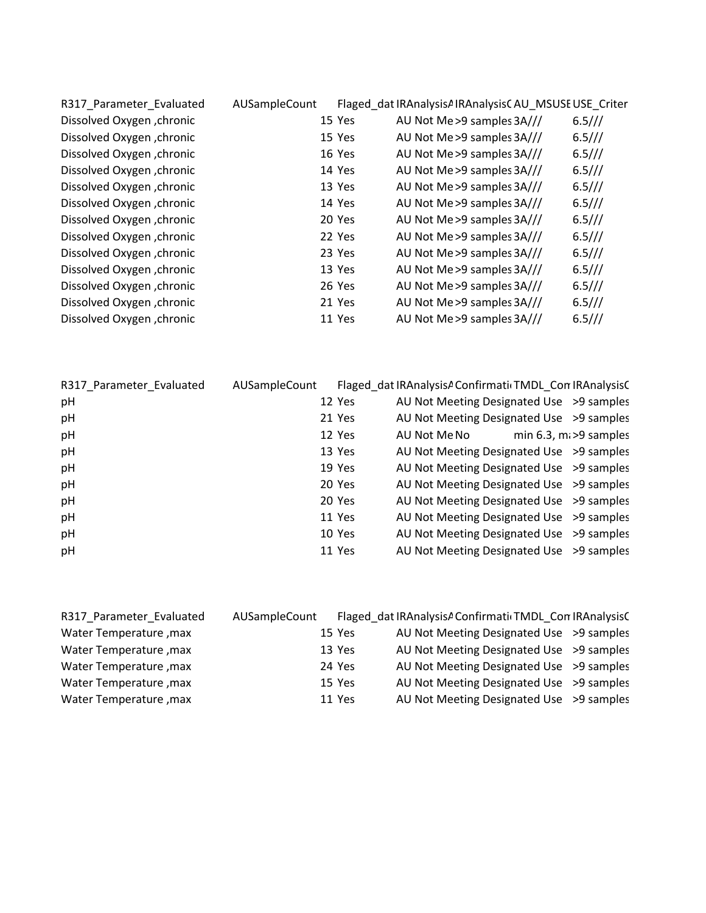| R317_Parameter_Evaluated | AUSampleCount | Flaged_dat | IRAnalysisA | IRAnalysisC | AU_MSUSE | USE_Criter |
|---|---|---|---|---|---|---|
| Dissolved Oxygen ,chronic | 15 | Yes | AU Not Me | >9 samples | 3A/// | 6.5/// |
| Dissolved Oxygen ,chronic | 15 | Yes | AU Not Me | >9 samples | 3A/// | 6.5/// |
| Dissolved Oxygen ,chronic | 16 | Yes | AU Not Me | >9 samples | 3A/// | 6.5/// |
| Dissolved Oxygen ,chronic | 14 | Yes | AU Not Me | >9 samples | 3A/// | 6.5/// |
| Dissolved Oxygen ,chronic | 13 | Yes | AU Not Me | >9 samples | 3A/// | 6.5/// |
| Dissolved Oxygen ,chronic | 14 | Yes | AU Not Me | >9 samples | 3A/// | 6.5/// |
| Dissolved Oxygen ,chronic | 20 | Yes | AU Not Me | >9 samples | 3A/// | 6.5/// |
| Dissolved Oxygen ,chronic | 22 | Yes | AU Not Me | >9 samples | 3A/// | 6.5/// |
| Dissolved Oxygen ,chronic | 23 | Yes | AU Not Me | >9 samples | 3A/// | 6.5/// |
| Dissolved Oxygen ,chronic | 13 | Yes | AU Not Me | >9 samples | 3A/// | 6.5/// |
| Dissolved Oxygen ,chronic | 26 | Yes | AU Not Me | >9 samples | 3A/// | 6.5/// |
| Dissolved Oxygen ,chronic | 21 | Yes | AU Not Me | >9 samples | 3A/// | 6.5/// |
| Dissolved Oxygen ,chronic | 11 | Yes | AU Not Me | >9 samples | 3A/// | 6.5/// |

| R317_Parameter_Evaluated | AUSampleCount | Flaged_dat | IRAnalysisA | Confirmati | TMDL_Con | IRAnalysisC |
|---|---|---|---|---|---|---|
| pH | 12 | Yes | AU Not Meeting Designated Use | | | >9 samples |
| pH | 21 | Yes | AU Not Meeting Designated Use | | | >9 samples |
| pH | 12 | Yes | AU Not Me | No | min 6.3, m: | >9 samples |
| pH | 13 | Yes | AU Not Meeting Designated Use | | | >9 samples |
| pH | 19 | Yes | AU Not Meeting Designated Use | | | >9 samples |
| pH | 20 | Yes | AU Not Meeting Designated Use | | | >9 samples |
| pH | 20 | Yes | AU Not Meeting Designated Use | | | >9 samples |
| pH | 11 | Yes | AU Not Meeting Designated Use | | | >9 samples |
| pH | 10 | Yes | AU Not Meeting Designated Use | | | >9 samples |
| pH | 11 | Yes | AU Not Meeting Designated Use | | | >9 samples |

| R317_Parameter_Evaluated | AUSampleCount | Flaged_dat | IRAnalysisA | Confirmati | TMDL_Con | IRAnalysisC |
|---|---|---|---|---|---|---|
| Water Temperature ,max | 15 | Yes | AU Not Meeting Designated Use | | | >9 samples |
| Water Temperature ,max | 13 | Yes | AU Not Meeting Designated Use | | | >9 samples |
| Water Temperature ,max | 24 | Yes | AU Not Meeting Designated Use | | | >9 samples |
| Water Temperature ,max | 15 | Yes | AU Not Meeting Designated Use | | | >9 samples |
| Water Temperature ,max | 11 | Yes | AU Not Meeting Designated Use | | | >9 samples |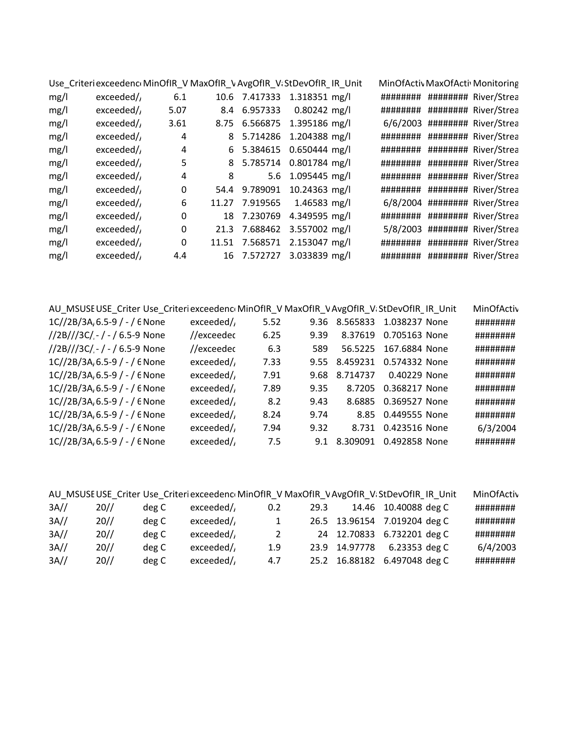| Use_Criteri | exceedenc | MinOfIR_V | MaxOfIR_V | AvgOfIR_V | StDevOfIR_ | IR_Unit | MinOfActiv | MaxOfActiv | Monitoring |
|---|---|---|---|---|---|---|---|---|---|
| mg/l | exceeded/, | 6.1 | 10.6 | 7.417333 | 1.318351 | mg/l | ######## | ######## | River/Strea |
| mg/l | exceeded/, | 5.07 | 8.4 | 6.957333 | 0.80242 | mg/l | ######## | ######## | River/Strea |
| mg/l | exceeded/, | 3.61 | 8.75 | 6.566875 | 1.395186 | mg/l | 6/6/2003 | ######## | River/Strea |
| mg/l | exceeded/, | 4 | 8 | 5.714286 | 1.204388 | mg/l | ######## | ######## | River/Strea |
| mg/l | exceeded/, | 4 | 6 | 5.384615 | 0.650444 | mg/l | ######## | ######## | River/Strea |
| mg/l | exceeded/, | 5 | 8 | 5.785714 | 0.801784 | mg/l | ######## | ######## | River/Strea |
| mg/l | exceeded/, | 4 | 8 | 5.6 | 1.095445 | mg/l | ######## | ######## | River/Strea |
| mg/l | exceeded/, | 0 | 54.4 | 9.789091 | 10.24363 | mg/l | ######## | ######## | River/Strea |
| mg/l | exceeded/, | 6 | 11.27 | 7.919565 | 1.46583 | mg/l | 6/8/2004 | ######## | River/Strea |
| mg/l | exceeded/, | 0 | 18 | 7.230769 | 4.349595 | mg/l | ######## | ######## | River/Strea |
| mg/l | exceeded/, | 0 | 21.3 | 7.688462 | 3.557002 | mg/l | 5/8/2003 | ######## | River/Strea |
| mg/l | exceeded/, | 0 | 11.51 | 7.568571 | 2.153047 | mg/l | ######## | ######## | River/Strea |
| mg/l | exceeded/, | 4.4 | 16 | 7.572727 | 3.033839 | mg/l | ######## | ######## | River/Strea |

| AU_MSUSE | USE_Criter | Use_Criteri | exceedenc | MinOfIR_V | MaxOfIR_V | AvgOfIR_V | StDevOfIR_ | IR_Unit | MinOfActiv |
|---|---|---|---|---|---|---|---|---|---|
| 1C//2B/3A, | 6.5-9 / - / 6 | None | exceeded/, | 5.52 | 9.36 | 8.565833 | 1.038237 | None | ######## |
| //2B///3C/, | - / - / 6.5-9 | None | //exceedec | 6.25 | 9.39 | 8.37619 | 0.705163 | None | ######## |
| //2B///3C/, | - / - / 6.5-9 | None | //exceedec | 6.3 | 589 | 56.5225 | 167.6884 | None | ######## |
| 1C//2B/3A, | 6.5-9 / - / 6 | None | exceeded/, | 7.33 | 9.55 | 8.459231 | 0.574332 | None | ######## |
| 1C//2B/3A, | 6.5-9 / - / 6 | None | exceeded/, | 7.91 | 9.68 | 8.714737 | 0.40229 | None | ######## |
| 1C//2B/3A, | 6.5-9 / - / 6 | None | exceeded/, | 7.89 | 9.35 | 8.7205 | 0.368217 | None | ######## |
| 1C//2B/3A, | 6.5-9 / - / 6 | None | exceeded/, | 8.2 | 9.43 | 8.6885 | 0.369527 | None | ######## |
| 1C//2B/3A, | 6.5-9 / - / 6 | None | exceeded/, | 8.24 | 9.74 | 8.85 | 0.449555 | None | ######## |
| 1C//2B/3A, | 6.5-9 / - / 6 | None | exceeded/, | 7.94 | 9.32 | 8.731 | 0.423516 | None | 6/3/2004 |
| 1C//2B/3A, | 6.5-9 / - / 6 | None | exceeded/, | 7.5 | 9.1 | 8.309091 | 0.492858 | None | ######## |

| AU_MSUSE | USE_Criter | Use_Criteri | exceedenc | MinOfIR_V | MaxOfIR_V | AvgOfIR_V | StDevOfIR_ | IR_Unit | MinOfActiv |
|---|---|---|---|---|---|---|---|---|---|
| 3A// | 20// | deg C | exceeded/, | 0.2 | 29.3 | 14.46 | 10.40088 | deg C | ######## |
| 3A// | 20// | deg C | exceeded/, | 1 | 26.5 | 13.96154 | 7.019204 | deg C | ######## |
| 3A// | 20// | deg C | exceeded/, | 2 | 24 | 12.70833 | 6.732201 | deg C | ######## |
| 3A// | 20// | deg C | exceeded/, | 1.9 | 23.9 | 14.97778 | 6.23353 | deg C | 6/4/2003 |
| 3A// | 20// | deg C | exceeded/, | 4.7 | 25.2 | 16.88182 | 6.497048 | deg C | ######## |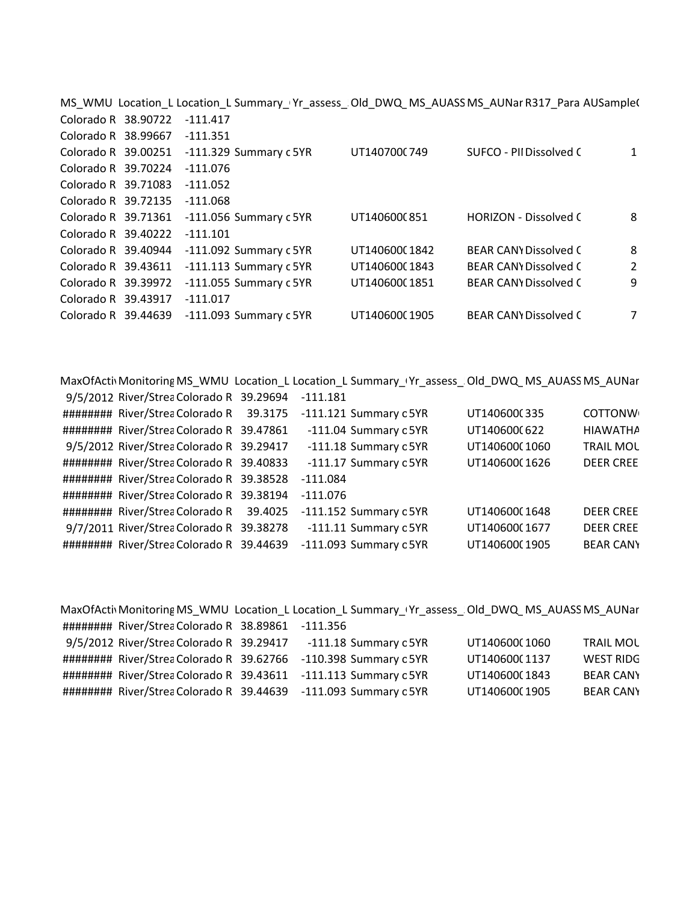| MS_WMU | Location_L | Location_L | Summary_ | Yr_assess_ | Old_DWQ_ | MS_AUASS | MS_AUNar | R317_Para | AUSample( |
|---|---|---|---|---|---|---|---|---|---|
| Colorado R | 38.90722 | -111.417 | | | | | | | |
| Colorado R | 38.99667 | -111.351 | | | | | | | |
| Colorado R | 39.00251 | -111.329 | Summary c | 5YR | | UT140700( | 749 | SUFCO - PII | Dissolved ( | 1 |
| Colorado R | 39.70224 | -111.076 | | | | | | | |
| Colorado R | 39.71083 | -111.052 | | | | | | | |
| Colorado R | 39.72135 | -111.068 | | | | | | | |
| Colorado R | 39.71361 | -111.056 | Summary c | 5YR | | UT140600( | 851 | HORIZON - | Dissolved ( | 8 |
| Colorado R | 39.40222 | -111.101 | | | | | | | |
| Colorado R | 39.40944 | -111.092 | Summary c | 5YR | | UT140600( | 1842 | BEAR CANY | Dissolved ( | 8 |
| Colorado R | 39.43611 | -111.113 | Summary c | 5YR | | UT140600( | 1843 | BEAR CANY | Dissolved ( | 2 |
| Colorado R | 39.39972 | -111.055 | Summary c | 5YR | | UT140600( | 1851 | BEAR CANY | Dissolved ( | 9 |
| Colorado R | 39.43917 | -111.017 | | | | | | | |
| Colorado R | 39.44639 | -111.093 | Summary c | 5YR | | UT140600( | 1905 | BEAR CANY | Dissolved ( | 7 |

| MaxOfActi | Monitoring | MS_WMU | Location_L | Location_L | Summary_ | Yr_assess_ | Old_DWQ_ | MS_AUASS | MS_AUNar |
|---|---|---|---|---|---|---|---|---|---|
| 9/5/2012 | River/Strea | Colorado R | 39.29694 | -111.181 | | | | | |
| ######## | River/Strea | Colorado R | 39.3175 | -111.121 | Summary c | 5YR | UT140600( | 335 | COTTONW |
| ######## | River/Strea | Colorado R | 39.47861 | -111.04 | Summary c | 5YR | UT140600( | 622 | HIAWATHA |
| 9/5/2012 | River/Strea | Colorado R | 39.29417 | -111.18 | Summary c | 5YR | UT140600( | 1060 | TRAIL MOL |
| ######## | River/Strea | Colorado R | 39.40833 | -111.17 | Summary c | 5YR | UT140600( | 1626 | DEER CREE |
| ######## | River/Strea | Colorado R | 39.38528 | -111.084 | | | | | |
| ######## | River/Strea | Colorado R | 39.38194 | -111.076 | | | | | |
| ######## | River/Strea | Colorado R | 39.4025 | -111.152 | Summary c | 5YR | UT140600( | 1648 | DEER CREE |
| 9/7/2011 | River/Strea | Colorado R | 39.38278 | -111.11 | Summary c | 5YR | UT140600( | 1677 | DEER CREE |
| ######## | River/Strea | Colorado R | 39.44639 | -111.093 | Summary c | 5YR | UT140600( | 1905 | BEAR CANY |

| MaxOfActi | Monitoring | MS_WMU | Location_L | Location_L | Summary_ | Yr_assess_ | Old_DWQ_ | MS_AUASS | MS_AUNar |
|---|---|---|---|---|---|---|---|---|---|
| ######## | River/Strea | Colorado R | 38.89861 | -111.356 | | | | | |
| 9/5/2012 | River/Strea | Colorado R | 39.29417 | -111.18 | Summary c | 5YR | UT140600( | 1060 | TRAIL MOL |
| ######## | River/Strea | Colorado R | 39.62766 | -110.398 | Summary c | 5YR | UT140600( | 1137 | WEST RIDG |
| ######## | River/Strea | Colorado R | 39.43611 | -111.113 | Summary c | 5YR | UT140600( | 1843 | BEAR CANY |
| ######## | River/Strea | Colorado R | 39.44639 | -111.093 | Summary c | 5YR | UT140600( | 1905 | BEAR CANY |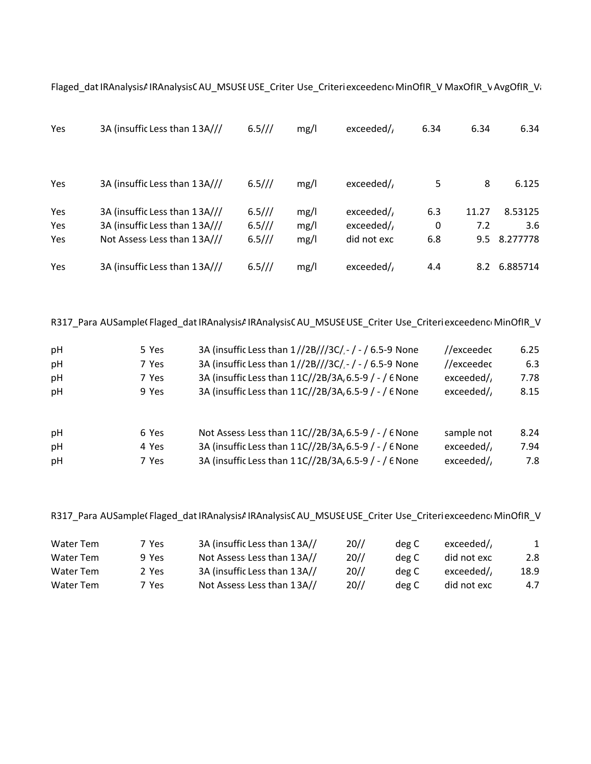| Flaged_dat | IRAnalysisA | IRAnalysisC | AU_MSUSE | USE_Criter | Use_Criteri | exceedenc | MinOfIR_V | MaxOfIR_V | AvgOfIR_Va |
|---|---|---|---|---|---|---|---|---|---|
| Yes | 3A (insuffic | Less than 1 | 3A/// | 6.5/// | mg/l | exceeded/, | 6.34 | 6.34 | 6.34 |
| Yes | 3A (insuffic | Less than 1 | 3A/// | 6.5/// | mg/l | exceeded/, | 5 | 8 | 6.125 |
| Yes | 3A (insuffic | Less than 1 | 3A/// | 6.5/// | mg/l | exceeded/, | 6.3 | 11.27 | 8.53125 |
| Yes | 3A (insuffic | Less than 1 | 3A/// | 6.5/// | mg/l | exceeded/, | 0 | 7.2 | 3.6 |
| Yes | Not Assess | Less than 1 | 3A/// | 6.5/// | mg/l | did not exc | 6.8 | 9.5 | 8.277778 |
| Yes | 3A (insuffic | Less than 1 | 3A/// | 6.5/// | mg/l | exceeded/, | 4.4 | 8.2 | 6.885714 |

| R317_Para | AUSample( | Flaged_dat | IRAnalysisA | IRAnalysisC | AU_MSUSE | USE_Criter | Use_Criteri | exceedenc | MinOfIR_V |
|---|---|---|---|---|---|---|---|---|---|
| pH | 5 | Yes | 3A (insuffic | Less than 1 | //2B///3C/, | - / - / 6.5-9 | None | //exceedec | 6.25 |
| pH | 7 | Yes | 3A (insuffic | Less than 1 | //2B///3C/, | - / - / 6.5-9 | None | //exceedec | 6.3 |
| pH | 7 | Yes | 3A (insuffic | Less than 1 | 1C//2B/3A, | 6.5-9 / - / 6 | None | exceeded/, | 7.78 |
| pH | 9 | Yes | 3A (insuffic | Less than 1 | 1C//2B/3A, | 6.5-9 / - / 6 | None | exceeded/, | 8.15 |
| pH | 6 | Yes | Not Assess | Less than 1 | 1C//2B/3A, | 6.5-9 / - / 6 | None | sample not | 8.24 |
| pH | 4 | Yes | 3A (insuffic | Less than 1 | 1C//2B/3A, | 6.5-9 / - / 6 | None | exceeded/, | 7.94 |
| pH | 7 | Yes | 3A (insuffic | Less than 1 | 1C//2B/3A, | 6.5-9 / - / 6 | None | exceeded/, | 7.8 |

| R317_Para | AUSample( | Flaged_dat | IRAnalysisA | IRAnalysisC | AU_MSUSE | USE_Criter | Use_Criteri | exceedenc | MinOfIR_V |
|---|---|---|---|---|---|---|---|---|---|
| Water Tem | 7 | Yes | 3A (insuffic | Less than 1 | 3A// | 20// | deg C | exceeded/, | 1 |
| Water Tem | 9 | Yes | Not Assess | Less than 1 | 3A// | 20// | deg C | did not exc | 2.8 |
| Water Tem | 2 | Yes | 3A (insuffic | Less than 1 | 3A// | 20// | deg C | exceeded/, | 18.9 |
| Water Tem | 7 | Yes | Not Assess | Less than 1 | 3A// | 20// | deg C | did not exc | 4.7 |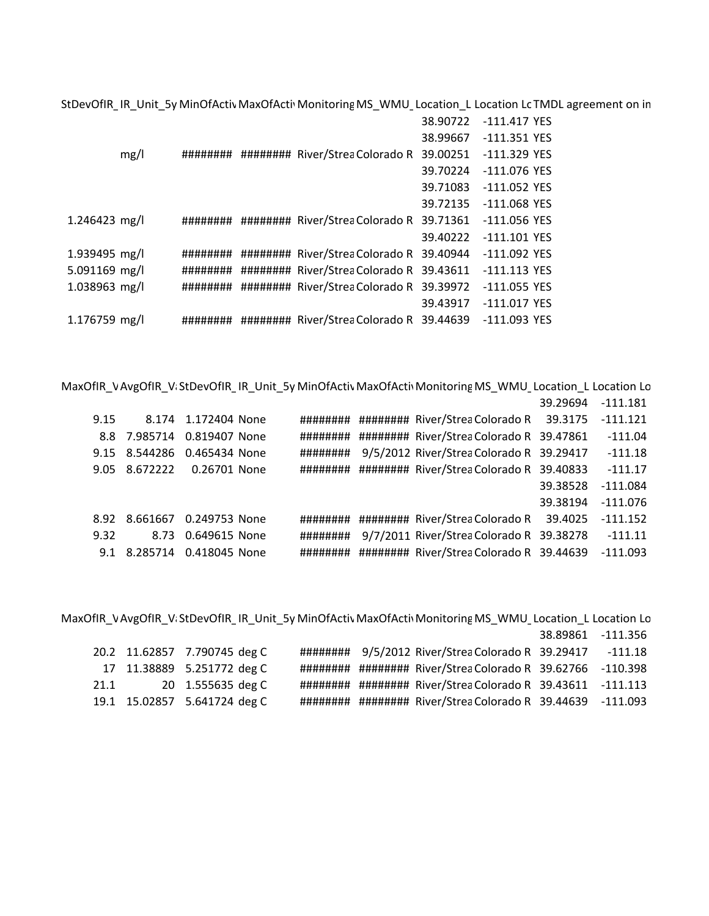| StDevOfIR_ | IR_Unit_5y | MinOfActiv | MaxOfActiv | Monitoring | MS_WMU_ | Location_L | Location Lo | TMDL agreement on in |
|---|---|---|---|---|---|---|---|---|
| | | | | | | 38.90722 | -111.417 | YES |
| | | | | | | 38.99667 | -111.351 | YES |
| | mg/l | ######## | ######## | River/Strea | Colorado R | 39.00251 | -111.329 | YES |
| | | | | | | 39.70224 | -111.076 | YES |
| | | | | | | 39.71083 | -111.052 | YES |
| | | | | | | 39.72135 | -111.068 | YES |
| 1.246423 | mg/l | ######## | ######## | River/Strea | Colorado R | 39.71361 | -111.056 | YES |
| | | | | | | 39.40222 | -111.101 | YES |
| 1.939495 | mg/l | ######## | ######## | River/Strea | Colorado R | 39.40944 | -111.092 | YES |
| 5.091169 | mg/l | ######## | ######## | River/Strea | Colorado R | 39.43611 | -111.113 | YES |
| 1.038963 | mg/l | ######## | ######## | River/Strea | Colorado R | 39.39972 | -111.055 | YES |
| | | | | | | 39.43917 | -111.017 | YES |
| 1.176759 | mg/l | ######## | ######## | River/Strea | Colorado R | 39.44639 | -111.093 | YES |

| MaxOfIR_V | AvgOfIR_V | StDevOfIR_ | IR_Unit_5y | MinOfActiv | MaxOfActiv | Monitoring | MS_WMU_ | Location_L | Location Lo |
|---|---|---|---|---|---|---|---|---|---|
| | | | | | | | | 39.29694 | -111.181 |
| 9.15 | 8.174 | 1.172404 | None | ######## | ######## | River/Strea | Colorado R | 39.3175 | -111.121 |
| 8.8 | 7.985714 | 0.819407 | None | ######## | ######## | River/Strea | Colorado R | 39.47861 | -111.04 |
| 9.15 | 8.544286 | 0.465434 | None | ######## | 9/5/2012 | River/Strea | Colorado R | 39.29417 | -111.18 |
| 9.05 | 8.672222 | 0.26701 | None | ######## | ######## | River/Strea | Colorado R | 39.40833 | -111.17 |
| | | | | | | | | 39.38528 | -111.084 |
| | | | | | | | | 39.38194 | -111.076 |
| 8.92 | 8.661667 | 0.249753 | None | ######## | ######## | River/Strea | Colorado R | 39.4025 | -111.152 |
| 9.32 | 8.73 | 0.649615 | None | ######## | 9/7/2011 | River/Strea | Colorado R | 39.38278 | -111.11 |
| 9.1 | 8.285714 | 0.418045 | None | ######## | ######## | River/Strea | Colorado R | 39.44639 | -111.093 |

| MaxOfIR_V | AvgOfIR_V | StDevOfIR_ | IR_Unit_5y | MinOfActiv | MaxOfActiv | Monitoring | MS_WMU_ | Location_L | Location Lo |
|---|---|---|---|---|---|---|---|---|---|
| | | | | | | | | 38.89861 | -111.356 |
| 20.2 | 11.62857 | 7.790745 | deg C | ######## | 9/5/2012 | River/Strea | Colorado R | 39.29417 | -111.18 |
| 17 | 11.38889 | 5.251772 | deg C | ######## | ######## | River/Strea | Colorado R | 39.62766 | -110.398 |
| 21.1 | 20 | 1.555635 | deg C | ######## | ######## | River/Strea | Colorado R | 39.43611 | -111.113 |
| 19.1 | 15.02857 | 5.641724 | deg C | ######## | ######## | River/Strea | Colorado R | 39.44639 | -111.093 |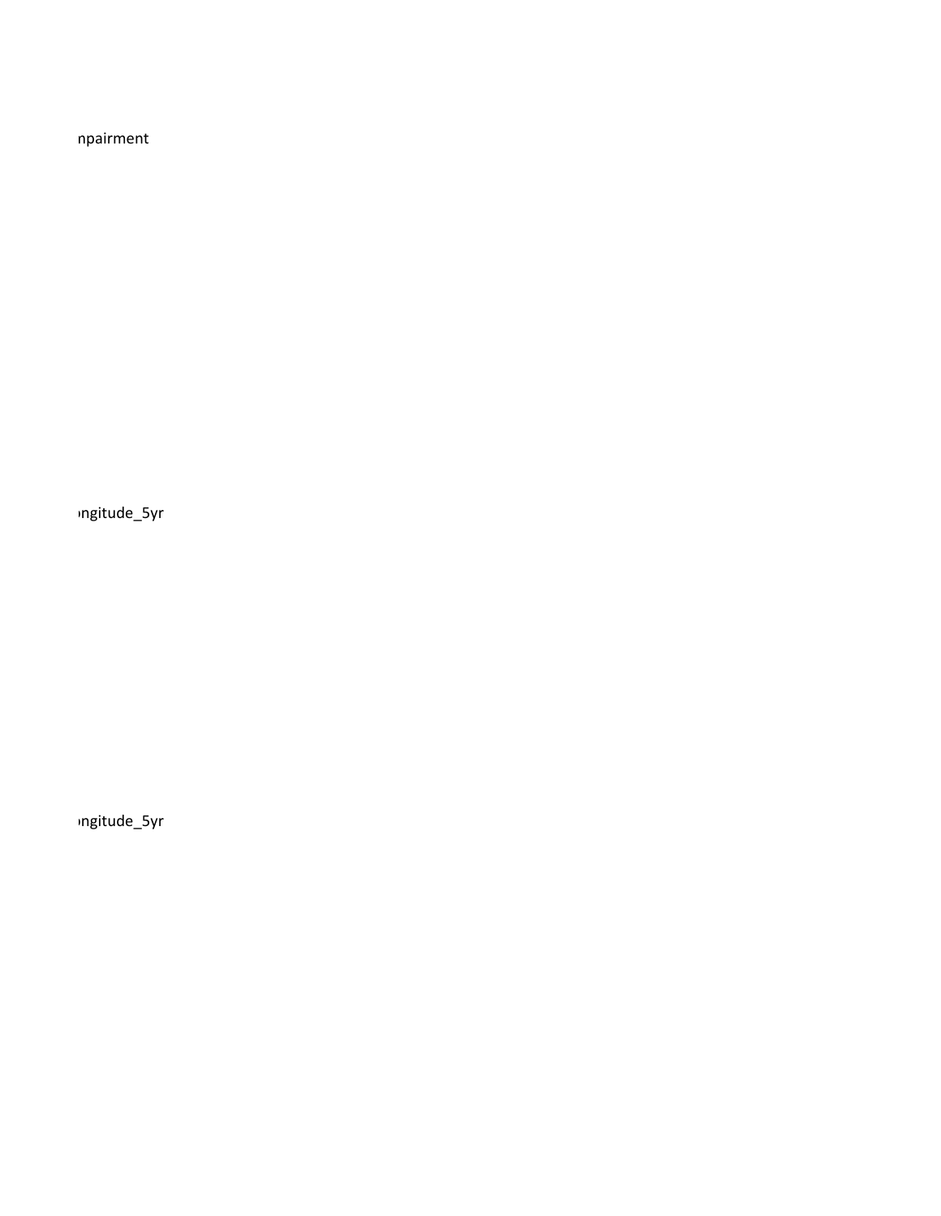ıpairment

ıngitude_5yr

ıngitude_5yr